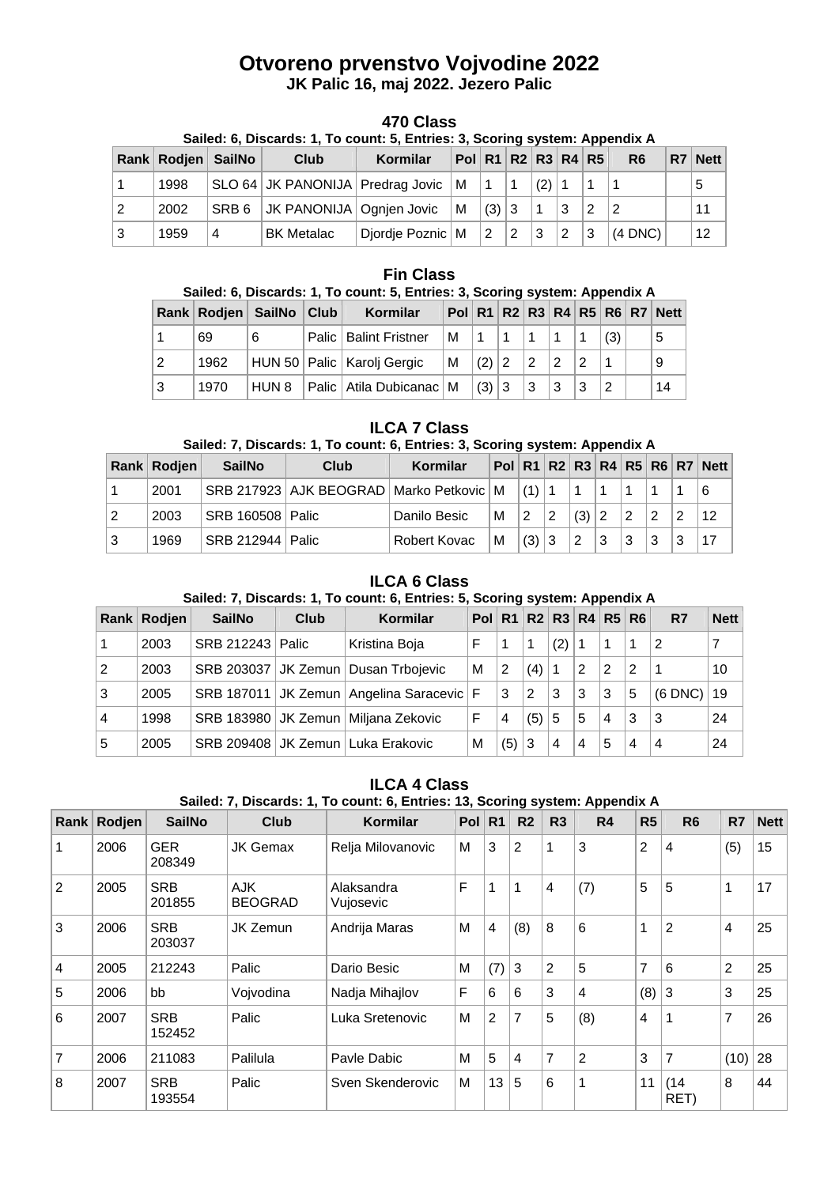# Otvoreno prvenstvo Vojvodine 2022

**JK Palic 16, maj 2022. Jezero Palic**

## 470 Class

**Sailed: 6, Discards: 1, To count: 5, Entries: 3, Scoring system: Appendix A**

| Rank | Rodjen | SailNo | Club | Kormilar | Pol | R1 | R2 | R3 | R4 | R5 | R6 | R7 | Nett |
|---|---|---|---|---|---|---|---|---|---|---|---|---|---|
| 1 | 1998 | SLO 64 | JK PANONIJA | Predrag Jovic | M | 1 | 1 | (2) | 1 | 1 | 1 | | 5 |
| 2 | 2002 | SRB 6 | JK PANONIJA | Ognjen Jovic | M | (3) | 3 | 1 | 3 | 2 | 2 | | 11 |
| 3 | 1959 | 4 | BK Metalac | Djordje Poznic | M | 2 | 2 | 3 | 2 | 3 | (4 DNC) | | 12 |

## Fin Class

**Sailed: 6, Discards: 1, To count: 5, Entries: 3, Scoring system: Appendix A**

| Rank | Rodjen | SailNo | Club | Kormilar | Pol | R1 | R2 | R3 | R4 | R5 | R6 | R7 | Nett |
|---|---|---|---|---|---|---|---|---|---|---|---|---|---|
| 1 | 69 | 6 | Palic | Balint Fristner | M | 1 | 1 | 1 | 1 | 1 | (3) | | 5 |
| 2 | 1962 | HUN 50 | Palic | Karolj Gergic | M | (2) | 2 | 2 | 2 | 2 | 1 | | 9 |
| 3 | 1970 | HUN 8 | Palic | Atila Dubicanac | M | (3) | 3 | 3 | 3 | 3 | 2 | | 14 |

## ILCA 7 Class

**Sailed: 7, Discards: 1, To count: 6, Entries: 3, Scoring system: Appendix A**

| Rank | Rodjen | SailNo | Club | Kormilar | Pol | R1 | R2 | R3 | R4 | R5 | R6 | R7 | Nett |
|---|---|---|---|---|---|---|---|---|---|---|---|---|---|
| 1 | 2001 | SRB 217923 | AJK BEOGRAD | Marko Petkovic | M | (1) | 1 | 1 | 1 | 1 | 1 | 1 | 6 |
| 2 | 2003 | SRB 160508 | Palic | Danilo Besic | M | 2 | 2 | (3) | 2 | 2 | 2 | 2 | 12 |
| 3 | 1969 | SRB 212944 | Palic | Robert Kovac | M | (3) | 3 | 2 | 3 | 3 | 3 | 3 | 17 |

## ILCA 6 Class

**Sailed: 7, Discards: 1, To count: 6, Entries: 5, Scoring system: Appendix A**

| Rank | Rodjen | SailNo | Club | Kormilar | Pol | R1 | R2 | R3 | R4 | R5 | R6 | R7 | Nett |
|---|---|---|---|---|---|---|---|---|---|---|---|---|---|
| 1 | 2003 | SRB 212243 | Palic | Kristina Boja | F | 1 | 1 | (2) | 1 | 1 | 1 | 2 | 7 |
| 2 | 2003 | SRB 203037 | JK Zemun | Dusan Trbojevic | M | 2 | (4) | 1 | 2 | 2 | 2 | 1 | 10 |
| 3 | 2005 | SRB 187011 | JK Zemun | Angelina Saracevic | F | 3 | 2 | 3 | 3 | 3 | 5 | (6 DNC) | 19 |
| 4 | 1998 | SRB 183980 | JK Zemun | Miljana Zekovic | F | 4 | (5) | 5 | 5 | 4 | 3 | 3 | 24 |
| 5 | 2005 | SRB 209408 | JK Zemun | Luka Erakovic | M | (5) | 3 | 4 | 4 | 5 | 4 | 4 | 24 |

## ILCA 4 Class

**Sailed: 7, Discards: 1, To count: 6, Entries: 13, Scoring system: Appendix A**

| Rank | Rodjen | SailNo | Club | Kormilar | Pol | R1 | R2 | R3 | R4 | R5 | R6 | R7 | Nett |
|---|---|---|---|---|---|---|---|---|---|---|---|---|---|
| 1 | 2006 | GER 208349 | JK Gemax | Relja Milovanovic | M | 3 | 2 | 1 | 3 | 2 | 4 | (5) | 15 |
| 2 | 2005 | SRB 201855 | AJK BEOGRAD | Alaksandra Vujosevic | F | 1 | 1 | 4 | (7) | 5 | 5 | 1 | 17 |
| 3 | 2006 | SRB 203037 | JK Zemun | Andrija Maras | M | 4 | (8) | 8 | 6 | 1 | 2 | 4 | 25 |
| 4 | 2005 | 212243 | Palic | Dario Besic | M | (7) | 3 | 2 | 5 | 7 | 6 | 2 | 25 |
| 5 | 2006 | bb | Vojvodina | Nadja Mihajlov | F | 6 | 6 | 3 | 4 | (8) | 3 | 3 | 25 |
| 6 | 2007 | SRB 152452 | Palic | Luka Sretenovic | M | 2 | 7 | 5 | (8) | 4 | 1 | 7 | 26 |
| 7 | 2006 | 211083 | Palilula | Pavle Dabic | M | 5 | 4 | 7 | 2 | 3 | 7 | (10) | 28 |
| 8 | 2007 | SRB 193554 | Palic | Sven Skenderovic | M | 13 | 5 | 6 | 1 | 11 | (14 RET) | 8 | 44 |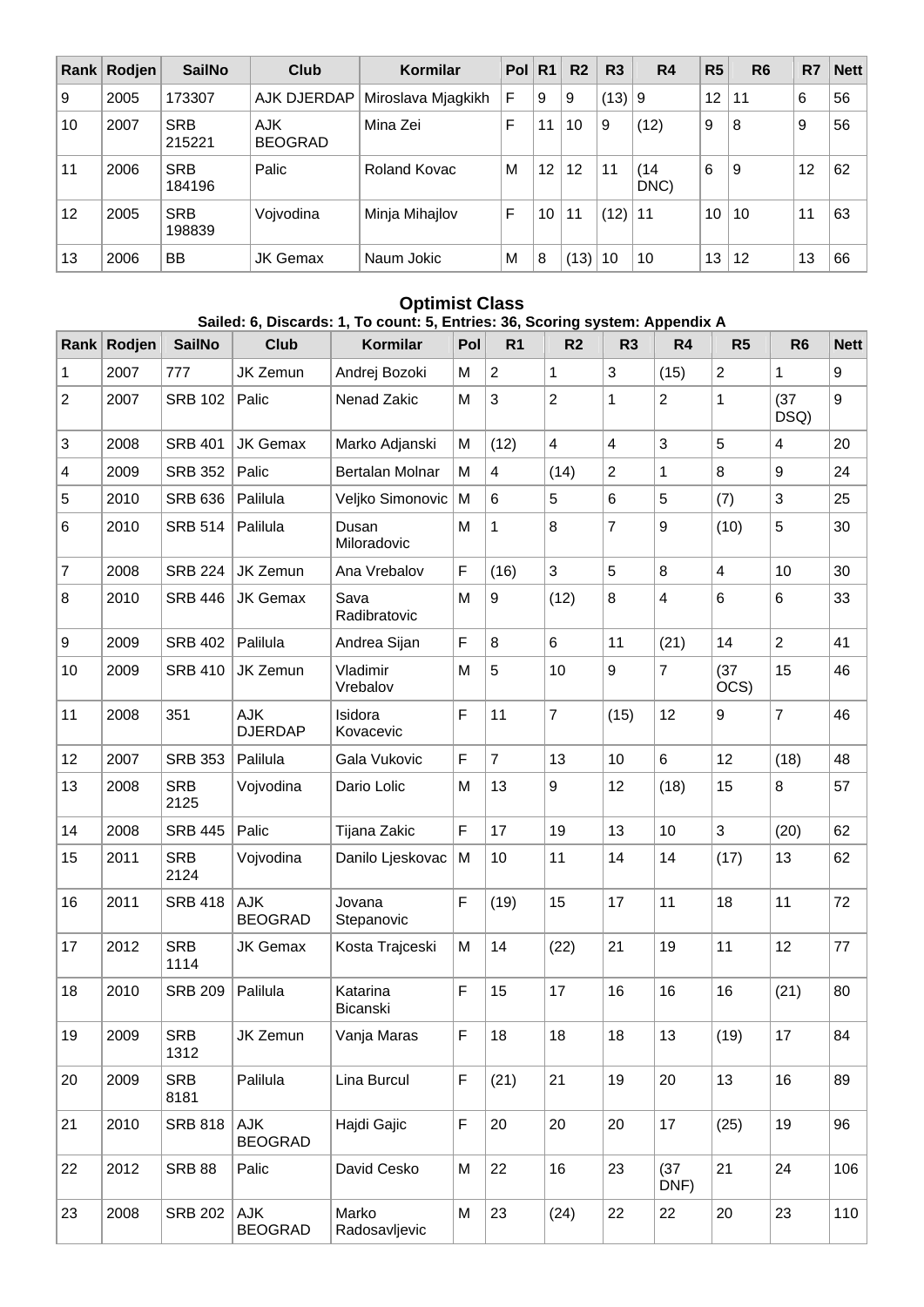| Rank | Rodjen | SailNo | Club | Kormilar | Pol | R1 | R2 | R3 | R4 | R5 | R6 | R7 | Nett |
|---|---|---|---|---|---|---|---|---|---|---|---|---|---|
| 9 | 2005 | 173307 | AJK DJERDAP | Miroslava Mjagkikh | F | 9 | 9 | (13) | 9 | 12 | 11 | 6 | 56 |
| 10 | 2007 | SRB 215221 | AJK BEOGRAD | Mina Zei | F | 11 | 10 | 9 | (12) | 9 | 8 | 9 | 56 |
| 11 | 2006 | SRB 184196 | Palic | Roland Kovac | M | 12 | 12 | 11 | (14 DNC) | 6 | 9 | 12 | 62 |
| 12 | 2005 | SRB 198839 | Vojvodina | Minja Mihajlov | F | 10 | 11 | (12) | 11 | 10 | 10 | 11 | 63 |
| 13 | 2006 | BB | JK Gemax | Naum Jokic | M | 8 | (13) | 10 | 10 | 13 | 12 | 13 | 66 |

## Optimist Class

**Sailed: 6, Discards: 1, To count: 5, Entries: 36, Scoring system: Appendix A**

| Rank | Rodjen | SailNo | Club | Kormilar | Pol | R1 | R2 | R3 | R4 | R5 | R6 | Nett |
|---|---|---|---|---|---|---|---|---|---|---|---|---|
| 1 | 2007 | 777 | JK Zemun | Andrej Bozoki | M | 2 | 1 | 3 | (15) | 2 | 1 | 9 |
| 2 | 2007 | SRB 102 | Palic | Nenad Zakic | M | 3 | 2 | 1 | 2 | 1 | (37 DSQ) | 9 |
| 3 | 2008 | SRB 401 | JK Gemax | Marko Adjanski | M | (12) | 4 | 4 | 3 | 5 | 4 | 20 |
| 4 | 2009 | SRB 352 | Palic | Bertalan Molnar | M | 4 | (14) | 2 | 1 | 8 | 9 | 24 |
| 5 | 2010 | SRB 636 | Palilula | Veljko Simonovic | M | 6 | 5 | 6 | 5 | (7) | 3 | 25 |
| 6 | 2010 | SRB 514 | Palilula | Dusan Miloradovic | M | 1 | 8 | 7 | 9 | (10) | 5 | 30 |
| 7 | 2008 | SRB 224 | JK Zemun | Ana Vrebalov | F | (16) | 3 | 5 | 8 | 4 | 10 | 30 |
| 8 | 2010 | SRB 446 | JK Gemax | Sava Radibratovic | M | 9 | (12) | 8 | 4 | 6 | 6 | 33 |
| 9 | 2009 | SRB 402 | Palilula | Andrea Sijan | F | 8 | 6 | 11 | (21) | 14 | 2 | 41 |
| 10 | 2009 | SRB 410 | JK Zemun | Vladimir Vrebalov | M | 5 | 10 | 9 | 7 | (37 OCS) | 15 | 46 |
| 11 | 2008 | 351 | AJK DJERDAP | Isidora Kovacevic | F | 11 | 7 | (15) | 12 | 9 | 7 | 46 |
| 12 | 2007 | SRB 353 | Palilula | Gala Vukovic | F | 7 | 13 | 10 | 6 | 12 | (18) | 48 |
| 13 | 2008 | SRB 2125 | Vojvodina | Dario Lolic | M | 13 | 9 | 12 | (18) | 15 | 8 | 57 |
| 14 | 2008 | SRB 445 | Palic | Tijana Zakic | F | 17 | 19 | 13 | 10 | 3 | (20) | 62 |
| 15 | 2011 | SRB 2124 | Vojvodina | Danilo Ljeskovac | M | 10 | 11 | 14 | 14 | (17) | 13 | 62 |
| 16 | 2011 | SRB 418 | AJK BEOGRAD | Jovana Stepanovic | F | (19) | 15 | 17 | 11 | 18 | 11 | 72 |
| 17 | 2012 | SRB 1114 | JK Gemax | Kosta Trajceski | M | 14 | (22) | 21 | 19 | 11 | 12 | 77 |
| 18 | 2010 | SRB 209 | Palilula | Katarina Bicanski | F | 15 | 17 | 16 | 16 | 16 | (21) | 80 |
| 19 | 2009 | SRB 1312 | JK Zemun | Vanja Maras | F | 18 | 18 | 18 | 13 | (19) | 17 | 84 |
| 20 | 2009 | SRB 8181 | Palilula | Lina Burcul | F | (21) | 21 | 19 | 20 | 13 | 16 | 89 |
| 21 | 2010 | SRB 818 | AJK BEOGRAD | Hajdi Gajic | F | 20 | 20 | 20 | 17 | (25) | 19 | 96 |
| 22 | 2012 | SRB 88 | Palic | David Cesko | M | 22 | 16 | 23 | (37 DNF) | 21 | 24 | 106 |
| 23 | 2008 | SRB 202 | AJK BEOGRAD | Marko Radosavljevic | M | 23 | (24) | 22 | 22 | 20 | 23 | 110 |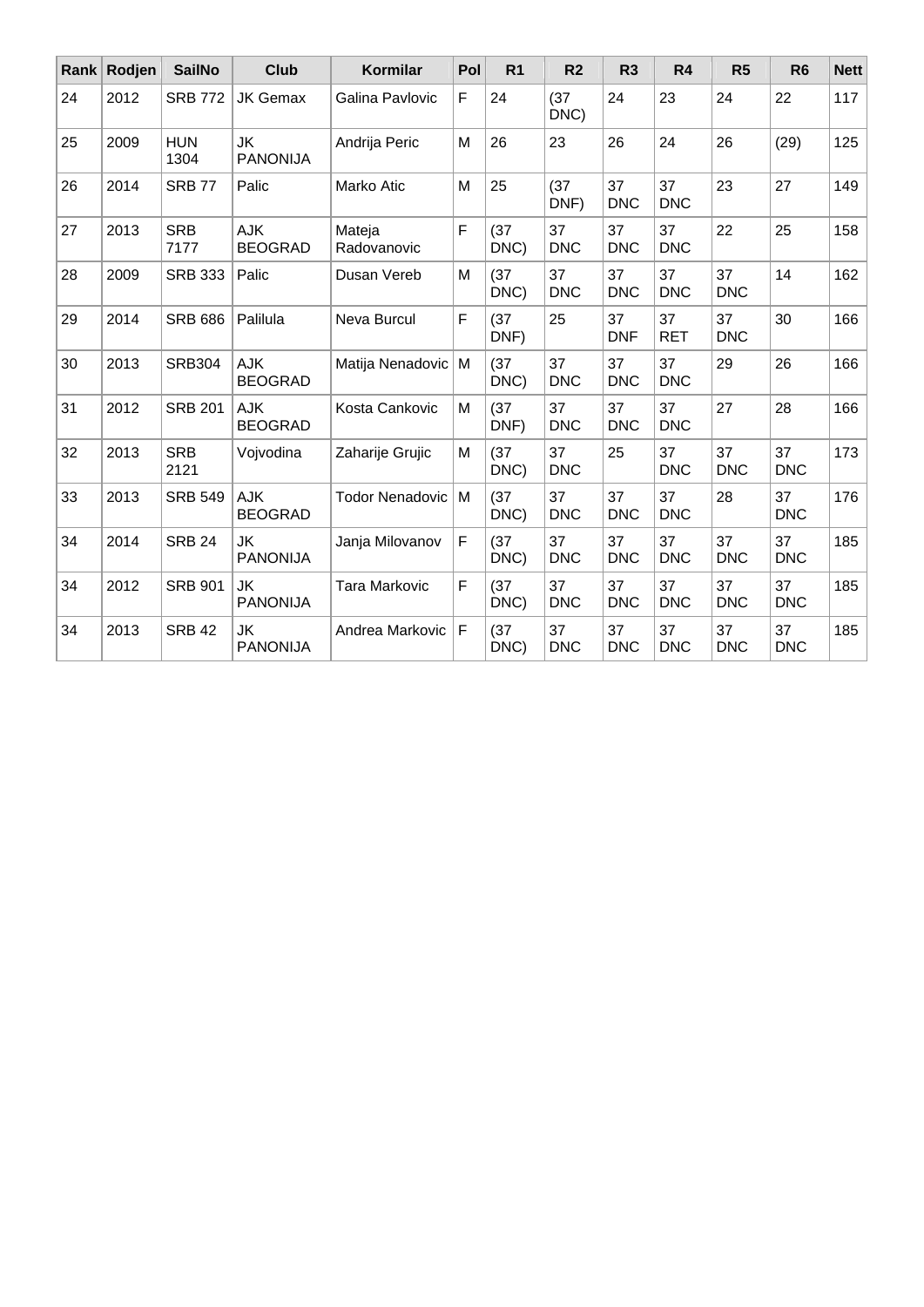| Rank | Rodjen | SailNo | Club | Kormilar | Pol | R1 | R2 | R3 | R4 | R5 | R6 | Nett |
|---|---|---|---|---|---|---|---|---|---|---|---|---|
| 24 | 2012 | SRB 772 | JK Gemax | Galina Pavlovic | F | 24 | (37 DNC) | 24 | 23 | 24 | 22 | 117 |
| 25 | 2009 | HUN 1304 | JK PANONIJA | Andrija Peric | M | 26 | 23 | 26 | 24 | 26 | (29) | 125 |
| 26 | 2014 | SRB 77 | Palic | Marko Atic | M | 25 | (37 DNF) | 37 DNC | 37 DNC | 23 | 27 | 149 |
| 27 | 2013 | SRB 7177 | AJK BEOGRAD | Mateja Radovanovic | F | (37 DNC) | 37 DNC | 37 DNC | 37 DNC | 22 | 25 | 158 |
| 28 | 2009 | SRB 333 | Palic | Dusan Vereb | M | (37 DNC) | 37 DNC | 37 DNC | 37 DNC | 37 DNC | 14 | 162 |
| 29 | 2014 | SRB 686 | Palilula | Neva Burcul | F | (37 DNF) | 25 | 37 DNF | 37 RET | 37 DNC | 30 | 166 |
| 30 | 2013 | SRB304 | AJK BEOGRAD | Matija Nenadovic | M | (37 DNC) | 37 DNC | 37 DNC | 37 DNC | 29 | 26 | 166 |
| 31 | 2012 | SRB 201 | AJK BEOGRAD | Kosta Cankovic | M | (37 DNF) | 37 DNC | 37 DNC | 37 DNC | 27 | 28 | 166 |
| 32 | 2013 | SRB 2121 | Vojvodina | Zaharije Grujic | M | (37 DNC) | 37 DNC | 25 | 37 DNC | 37 DNC | 37 DNC | 173 |
| 33 | 2013 | SRB 549 | AJK BEOGRAD | Todor Nenadovic | M | (37 DNC) | 37 DNC | 37 DNC | 37 DNC | 28 | 37 DNC | 176 |
| 34 | 2014 | SRB 24 | JK PANONIJA | Janja Milovanov | F | (37 DNC) | 37 DNC | 37 DNC | 37 DNC | 37 DNC | 37 DNC | 185 |
| 34 | 2012 | SRB 901 | JK PANONIJA | Tara Markovic | F | (37 DNC) | 37 DNC | 37 DNC | 37 DNC | 37 DNC | 37 DNC | 185 |
| 34 | 2013 | SRB 42 | JK PANONIJA | Andrea Markovic | F | (37 DNC) | 37 DNC | 37 DNC | 37 DNC | 37 DNC | 37 DNC | 185 |